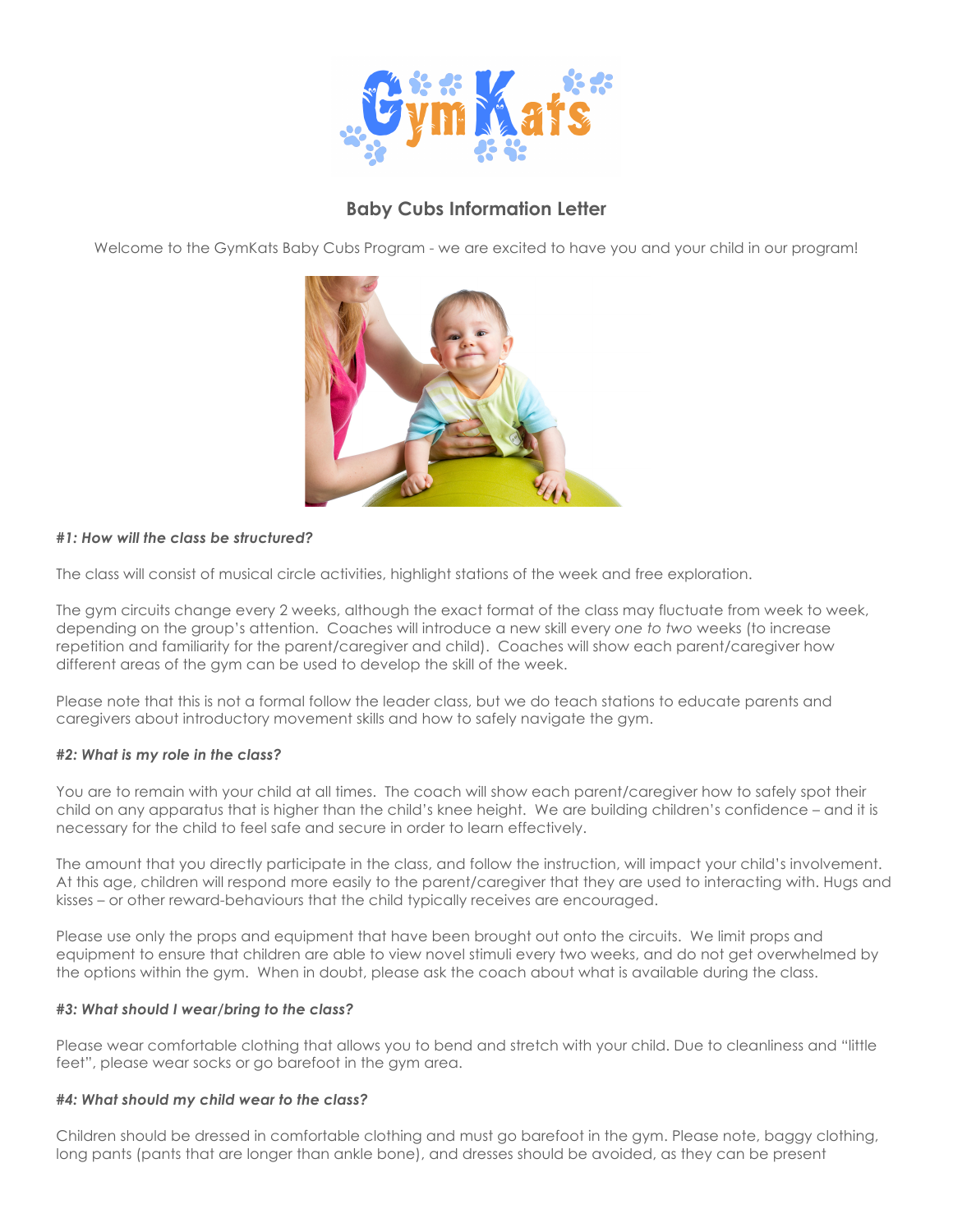# Baby Cubs Information Letter

Welcome to the GymKats Baby Cubs Program - we are excited to have you and your child in our program!

### *#1: How will the class be structured?*

The class will consist of musical circle activities, highlight stations of the week and free exploration.

The gym circuits change every 2 weeks, although the exact format of the class may fluctuate from week to week, depending on the group's attention. Coaches will introduce a new skill every *one to two* weeks (to increase repetition and familiarity for the parent/caregiver and child). Coaches will show each parent/caregiver how different areas of the gym can be used to develop the skill of the week.

Please note that this is not a formal follow the leader class, but we do teach stations to educate parents and caregivers about introductory movement skills and how to safely navigate the gym.

### *#2: What is my role in the class?*

You are to remain with your child at all times. The coach will show each parent/caregiver how to safely spot their child on any apparatus that is higher than the child's knee height. We are building children's confidence – and it is necessary for the child to feel safe and secure in order to learn effectively.

The amount that you directly participate in the class, and follow the instruction, will impact your child's involvement. At this age, children will respond more easily to the parent/caregiver that they are used to interacting with. Hugs and kisses – or other reward-behaviours that the child typically receives are encouraged.

Please use only the props and equipment that have been brought out onto the circuits. We limit props and equipment to ensure that children are able to view novel stimuli every two weeks, and do not get overwhelmed by the options within the gym. When in doubt, please ask the coach about what is available during the class.

### *#3: What should I wear/bring to the class?*

Please wear comfortable clothing that allows you to bend and stretch with your child. Due to cleanliness and "little feet", please wear socks or go barefoot in the gym area.

### *#4: What should my child wear to the class?*

Children should be dressed in comfortable clothing and must go barefoot in the gym. Please note, baggy clothing, long pants (pants that are longer than ankle bone), and dresses should be avoided, as they can be present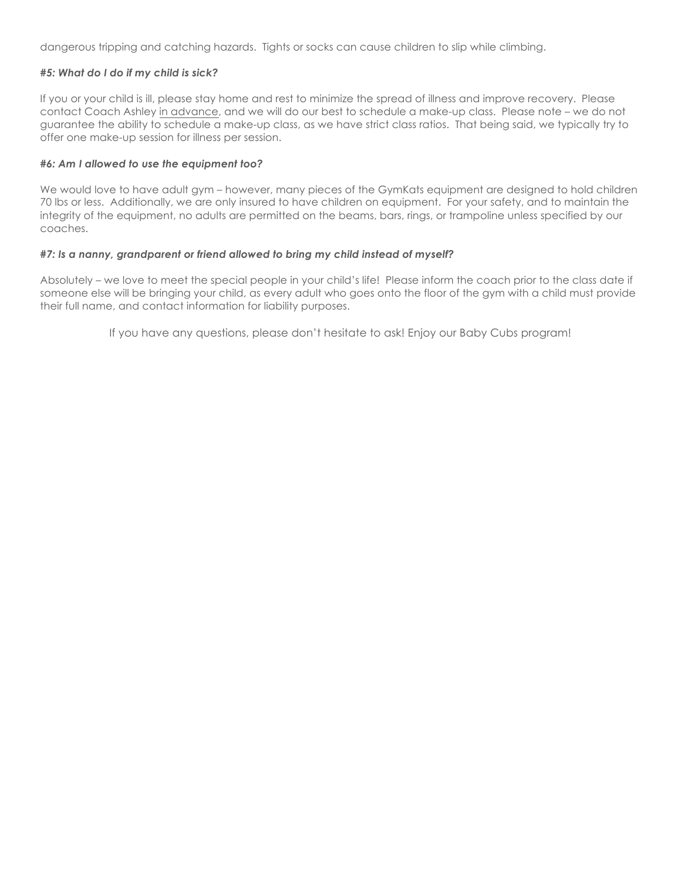dangerous tripping and catching hazards. Tights or socks can cause children to slip while climbing.

***#5: What do I do if my child is sick?***

If you or your child is ill, please stay home and rest to minimize the spread of illness and improve recovery. Please contact Coach Ashley in advance, and we will do our best to schedule a make-up class. Please note – we do not guarantee the ability to schedule a make-up class, as we have strict class ratios. That being said, we typically try to offer one make-up session for illness per session.

***#6: Am I allowed to use the equipment too?***

We would love to have adult gym – however, many pieces of the GymKats equipment are designed to hold children 70 lbs or less. Additionally, we are only insured to have children on equipment. For your safety, and to maintain the integrity of the equipment, no adults are permitted on the beams, bars, rings, or trampoline unless specified by our coaches.

***#7: Is a nanny, grandparent or friend allowed to bring my child instead of myself?***

Absolutely – we love to meet the special people in your child's life! Please inform the coach prior to the class date if someone else will be bringing your child, as every adult who goes onto the floor of the gym with a child must provide their full name, and contact information for liability purposes.

If you have any questions, please don't hesitate to ask! Enjoy our Baby Cubs program!